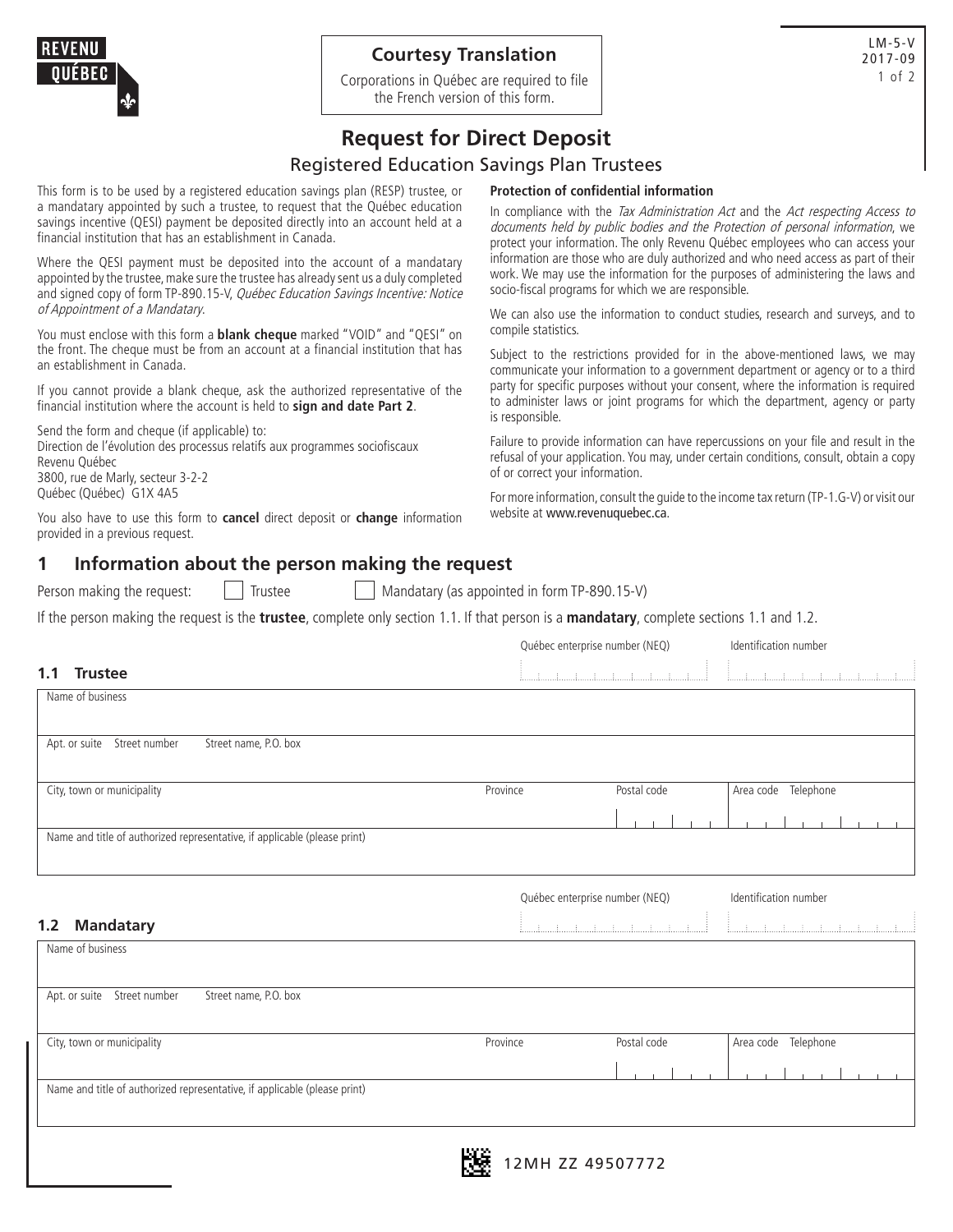**Courtesy Translation**

Corporations in Québec are required to file the French version of this form.

LM-5-V 2017-09

# Request for Direct Deposit

## Registered Education Savings Plan Trustees

This form is to be used by a registered education savings plan (RESP) trustee, or a mandatary appointed by such a trustee, to request that the Québec education savings incentive (QESI) payment be deposited directly into an account held at a financial institution that has an establishment in Canada.

Where the QESI payment must be deposited into the account of a mandatary appointed by the trustee, make sure the trustee has already sent us a duly completed and signed copy of form TP-890.15-V, *Québec Education Savings Incentive: Notice of Appointment of a Mandatary*.

You must enclose with this form a **blank cheque** marked "VOID" and "QESI" on the front. The cheque must be from an account at a financial institution that has an establishment in Canada.

If you cannot provide a blank cheque, ask the authorized representative of the financial institution where the account is held to **sign and date Part 2**.

Send the form and cheque (if applicable) to:
Direction de l'évolution des processus relatifs aux programmes sociofiscaux
Revenu Québec
3800, rue de Marly, secteur 3-2-2
Québec (Québec) G1X 4A5

You also have to use this form to **cancel** direct deposit or **change** information provided in a previous request.

**Protection of confidential information**

In compliance with the *Tax Administration Act* and the *Act respecting Access to documents held by public bodies and the Protection of personal information*, we protect your information. The only Revenu Québec employees who can access your information are those who are duly authorized and who need access as part of their work. We may use the information for the purposes of administering the laws and socio-fiscal programs for which we are responsible.

We can also use the information to conduct studies, research and surveys, and to compile statistics.

Subject to the restrictions provided for in the above-mentioned laws, we may communicate your information to a government department or agency or to a third party for specific purposes without your consent, where the information is required to administer laws or joint programs for which the department, agency or party is responsible.

Failure to provide information can have repercussions on your file and result in the refusal of your application. You may, under certain conditions, consult, obtain a copy of or correct your information.

For more information, consult the guide to the income tax return (TP-1.G-V) or visit our website at www.revenuquebec.ca.

## 1 Information about the person making the request

Person making the request: ☐ Trustee ☐ Mandatary (as appointed in form TP-890.15-V)

If the person making the request is the **trustee**, complete only section 1.1. If that person is a **mandatary**, complete sections 1.1 and 1.2.

### 1.1 Trustee

Québec enterprise number (NEQ) | Identification number

| Name of business | | | |
|---|---|---|---|
| Apt. or suite Street number Street name, P.O. box | | | |
| City, town or municipality | Province | Postal code | Area code Telephone |
| Name and title of authorized representative, if applicable (please print) | | | |

### 1.2 Mandatary

Québec enterprise number (NEQ) | Identification number

| Name of business | | | |
|---|---|---|---|
| Apt. or suite Street number Street name, P.O. box | | | |
| City, town or municipality | Province | Postal code | Area code Telephone |
| Name and title of authorized representative, if applicable (please print) | | | |

12MH ZZ 49507772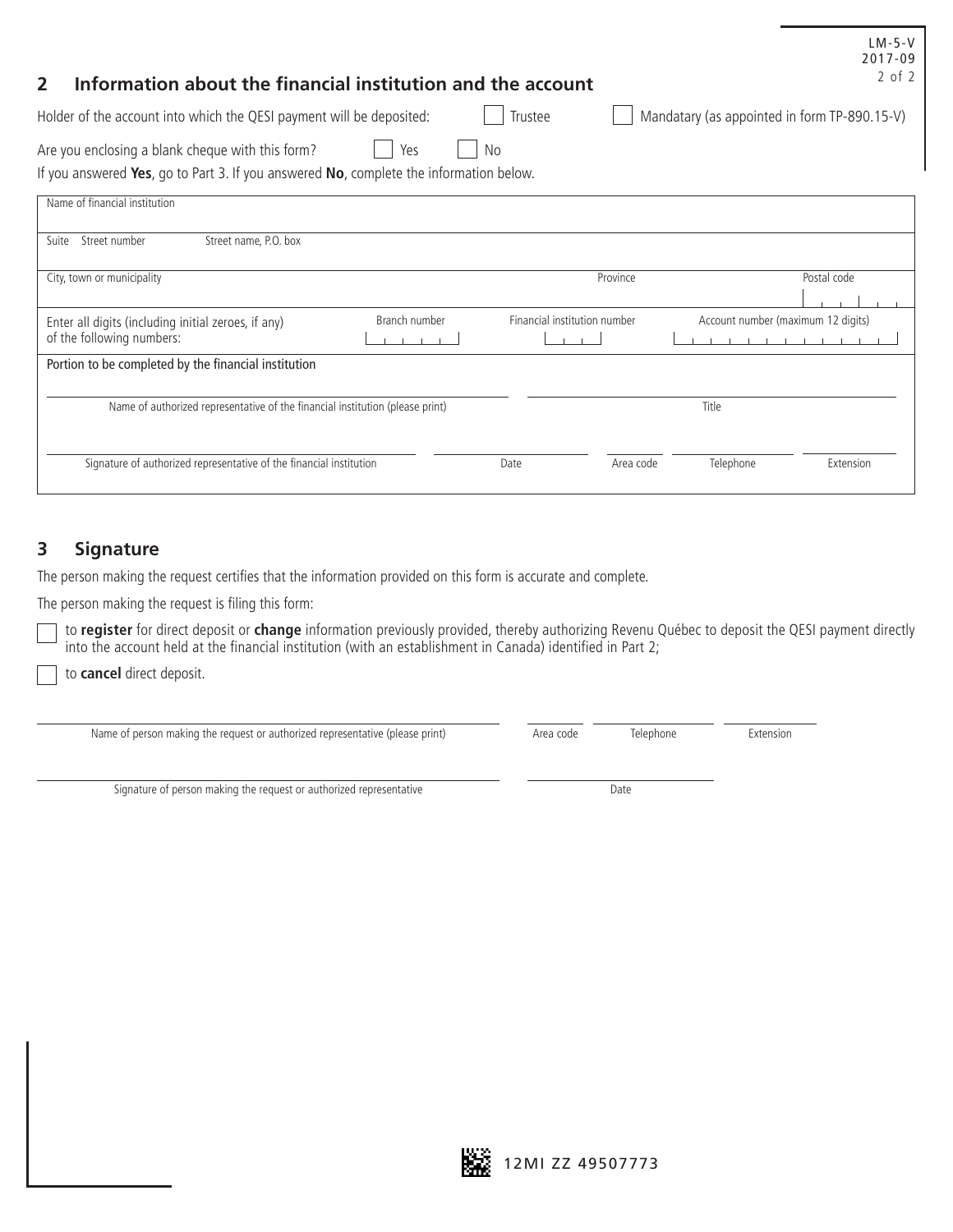## 2 Information about the financial institution and the account

Holder of the account into which the QESI payment will be deposited: ☐ Trustee ☐ Mandatary (as appointed in form TP-890.15-V)

Are you enclosing a blank cheque with this form? ☐ Yes ☐ No

If you answered **Yes**, go to Part 3. If you answered **No**, complete the information below.

| | | | |
|---|---|---|---|
| Name of financial institution | | | |
| Suite Street number Street name, P.O. box | | | |
| City, town or municipality | | Province | Postal code |
| Enter all digits (including initial zeroes, if any) of the following numbers: | Branch number | Financial institution number | Account number (maximum 12 digits) |

Portion to be completed by the financial institution

Name of authorized representative of the financial institution (please print) | Title

Signature of authorized representative of the financial institution | Date | Area code | Telephone | Extension

## 3 Signature

The person making the request certifies that the information provided on this form is accurate and complete.

The person making the request is filing this form:

☐ to **register** for direct deposit or **change** information previously provided, thereby authorizing Revenu Québec to deposit the QESI payment directly into the account held at the financial institution (with an establishment in Canada) identified in Part 2;

☐ to **cancel** direct deposit.

Name of person making the request or authorized representative (please print) | Area code | Telephone | Extension

Signature of person making the request or authorized representative | Date

12MI ZZ 49507773